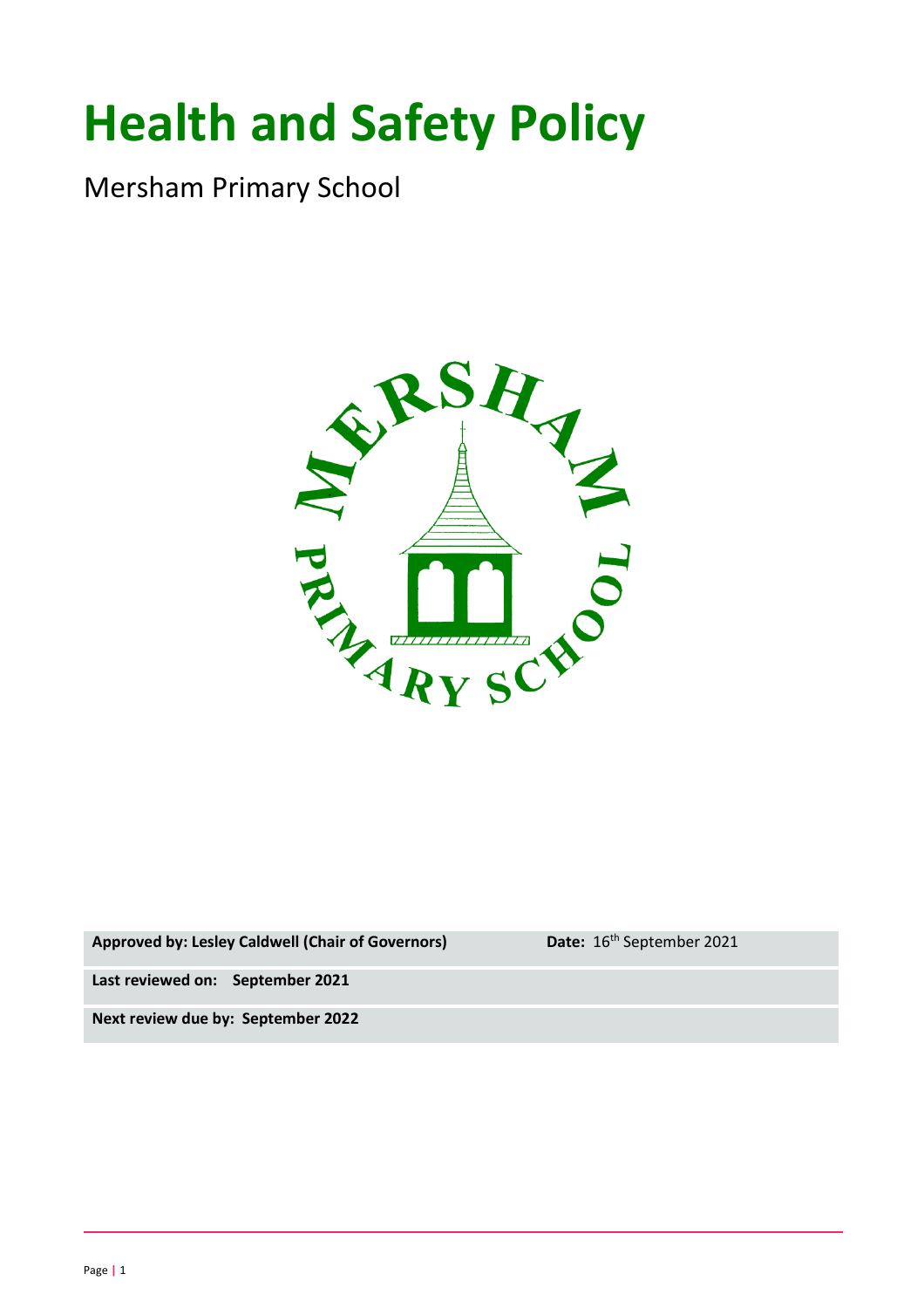# Health and Safety Policy

Mersham Primary School

| **Approved by: Lesley Caldwell (Chair of Governors)** | **Date:** 16th September 2021 |
| --- | --- |
| **Last reviewed on: September 2021** | |
| **Next review due by: September 2022** | |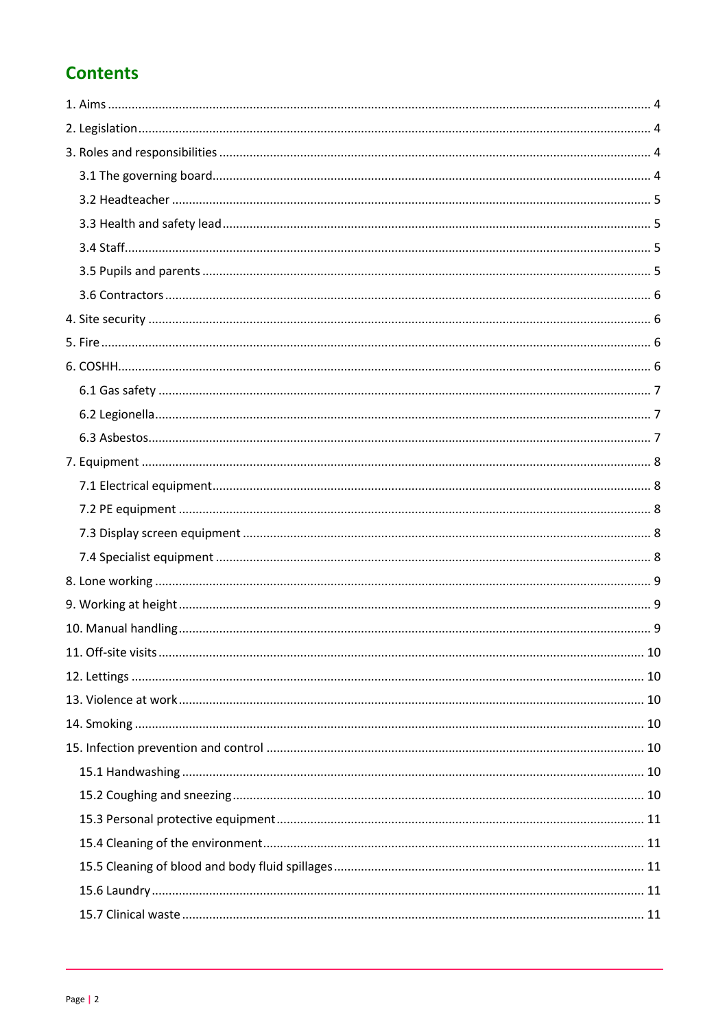## Contents

1. Aims ........................................................................................................................................... 4

2. Legislation .................................................................................................................................. 4

3. Roles and responsibilities ........................................................................................................... 4

 3.1 The governing board.............................................................................................................. 4

 3.2 Headteacher .......................................................................................................................... 5

 3.3 Health and safety lead ........................................................................................................... 5

 3.4 Staff........................................................................................................................................ 5

 3.5 Pupils and parents ................................................................................................................. 5

 3.6 Contractors ............................................................................................................................ 6

4. Site security ................................................................................................................................ 6

5. Fire .............................................................................................................................................. 6

6. COSHH......................................................................................................................................... 6

 6.1 Gas safety .............................................................................................................................. 7

 6.2 Legionella............................................................................................................................... 7

 6.3 Asbestos................................................................................................................................. 7

7. Equipment .................................................................................................................................. 8

 7.1 Electrical equipment............................................................................................................... 8

 7.2 PE equipment ........................................................................................................................ 8

 7.3 Display screen equipment ..................................................................................................... 8

 7.4 Specialist equipment ............................................................................................................. 8

8. Lone working ............................................................................................................................... 9

9. Working at height ....................................................................................................................... 9

10. Manual handling ........................................................................................................................ 9

11. Off-site visits ............................................................................................................................ 10

12. Lettings .................................................................................................................................... 10

13. Violence at work ...................................................................................................................... 10

14. Smoking ................................................................................................................................... 10

15. Infection prevention and control ............................................................................................ 10

 15.1 Handwashing ..................................................................................................................... 10

 15.2 Coughing and sneezing ...................................................................................................... 10

 15.3 Personal protective equipment .......................................................................................... 11

 15.4 Cleaning of the environment.............................................................................................. 11

 15.5 Cleaning of blood and body fluid spillages ......................................................................... 11

 15.6 Laundry .............................................................................................................................. 11

 15.7 Clinical waste ..................................................................................................................... 11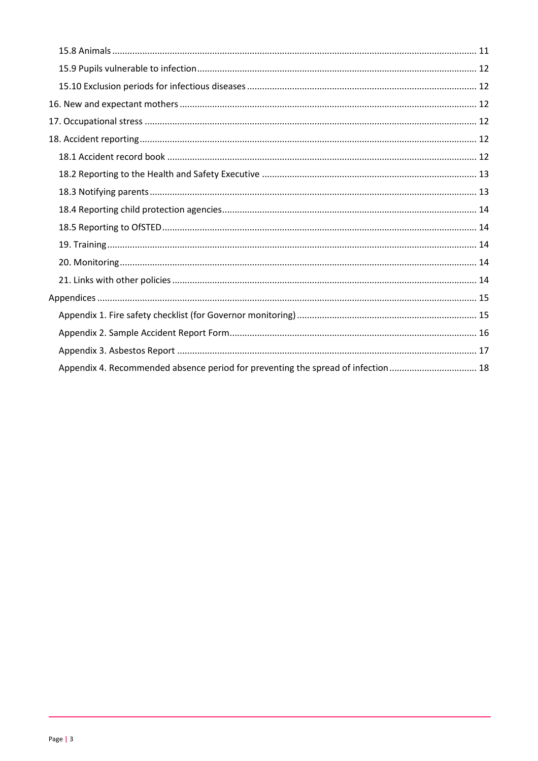- 15.8 Animals ... 11
- 15.9 Pupils vulnerable to infection ... 12
- 15.10 Exclusion periods for infectious diseases ... 12

16. New and expectant mothers ... 12

17. Occupational stress ... 12

18. Accident reporting ... 12
- 18.1 Accident record book ... 12
- 18.2 Reporting to the Health and Safety Executive ... 13
- 18.3 Notifying parents ... 13
- 18.4 Reporting child protection agencies ... 14
- 18.5 Reporting to OfSTED ... 14
- 19. Training ... 14
- 20. Monitoring ... 14
- 21. Links with other policies ... 14

Appendices ... 15
- Appendix 1. Fire safety checklist (for Governor monitoring) ... 15
- Appendix 2. Sample Accident Report Form ... 16
- Appendix 3. Asbestos Report ... 17
- Appendix 4. Recommended absence period for preventing the spread of infection ... 18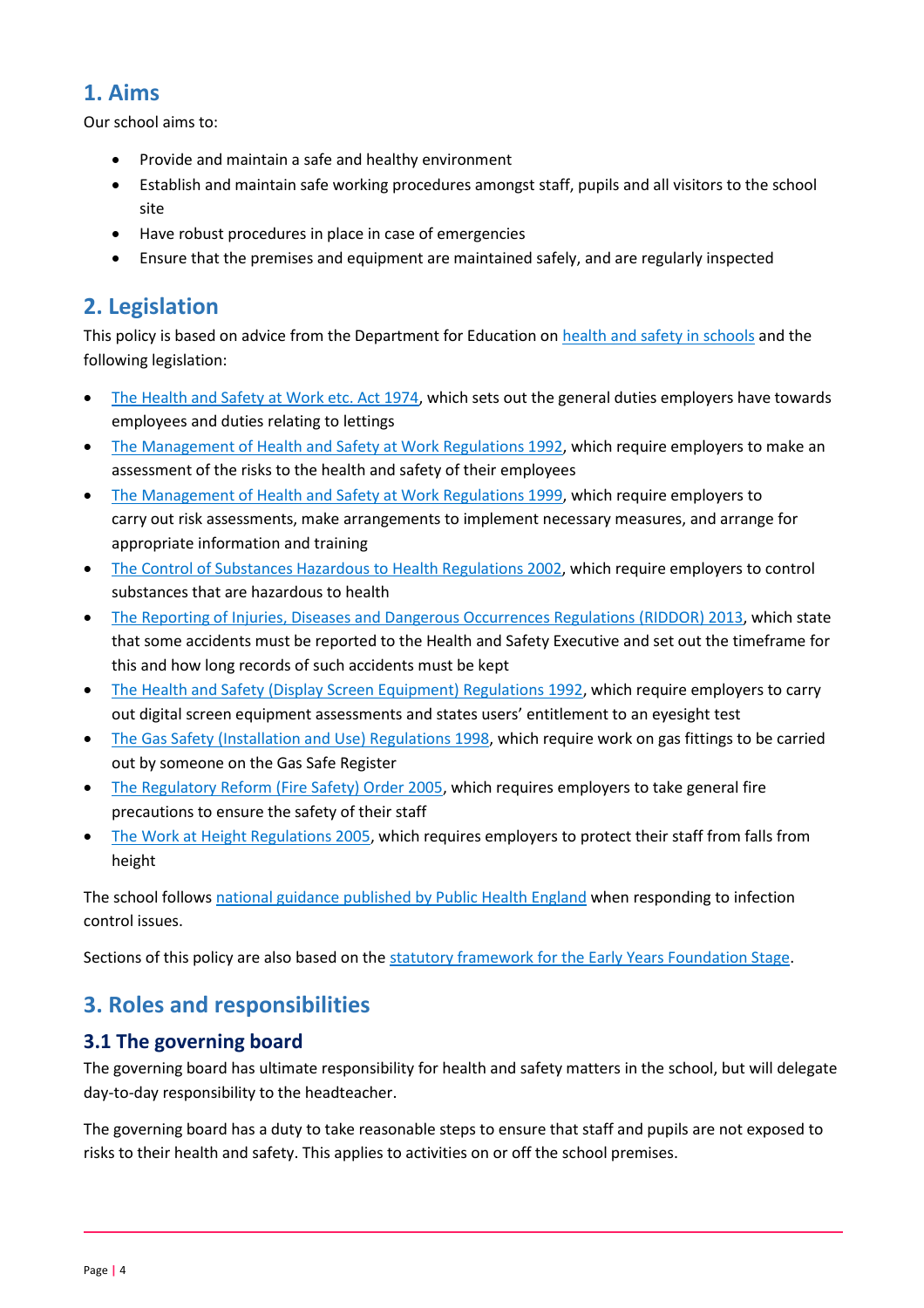## 1. Aims

Our school aims to:

- Provide and maintain a safe and healthy environment
- Establish and maintain safe working procedures amongst staff, pupils and all visitors to the school site
- Have robust procedures in place in case of emergencies
- Ensure that the premises and equipment are maintained safely, and are regularly inspected

## 2. Legislation

This policy is based on advice from the Department for Education on health and safety in schools and the following legislation:

- The Health and Safety at Work etc. Act 1974, which sets out the general duties employers have towards employees and duties relating to lettings
- The Management of Health and Safety at Work Regulations 1992, which require employers to make an assessment of the risks to the health and safety of their employees
- The Management of Health and Safety at Work Regulations 1999, which require employers to carry out risk assessments, make arrangements to implement necessary measures, and arrange for appropriate information and training
- The Control of Substances Hazardous to Health Regulations 2002, which require employers to control substances that are hazardous to health
- The Reporting of Injuries, Diseases and Dangerous Occurrences Regulations (RIDDOR) 2013, which state that some accidents must be reported to the Health and Safety Executive and set out the timeframe for this and how long records of such accidents must be kept
- The Health and Safety (Display Screen Equipment) Regulations 1992, which require employers to carry out digital screen equipment assessments and states users' entitlement to an eyesight test
- The Gas Safety (Installation and Use) Regulations 1998, which require work on gas fittings to be carried out by someone on the Gas Safe Register
- The Regulatory Reform (Fire Safety) Order 2005, which requires employers to take general fire precautions to ensure the safety of their staff
- The Work at Height Regulations 2005, which requires employers to protect their staff from falls from height

The school follows national guidance published by Public Health England when responding to infection control issues.

Sections of this policy are also based on the statutory framework for the Early Years Foundation Stage.

## 3. Roles and responsibilities

### 3.1 The governing board

The governing board has ultimate responsibility for health and safety matters in the school, but will delegate day-to-day responsibility to the headteacher.

The governing board has a duty to take reasonable steps to ensure that staff and pupils are not exposed to risks to their health and safety. This applies to activities on or off the school premises.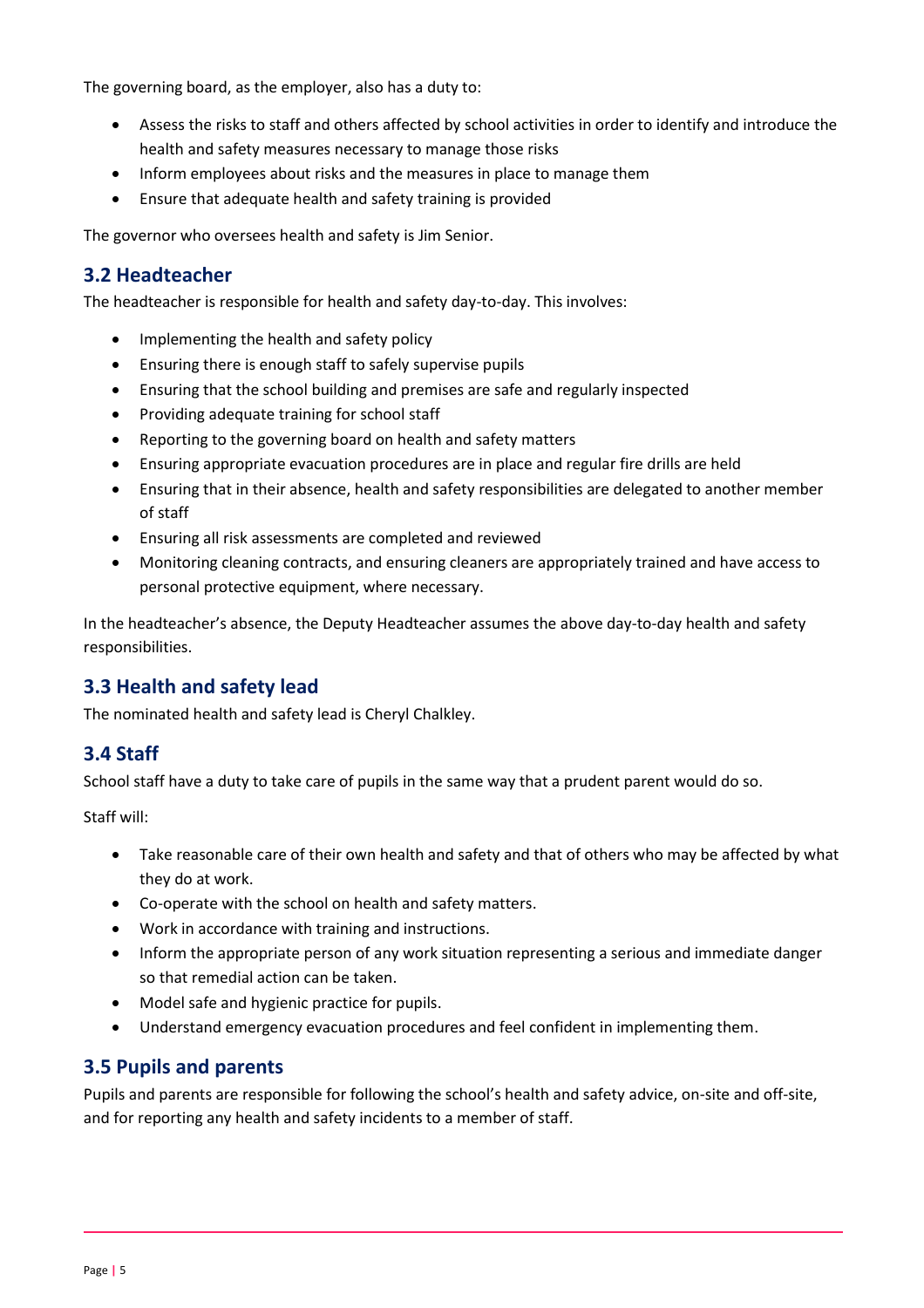The governing board, as the employer, also has a duty to:

- Assess the risks to staff and others affected by school activities in order to identify and introduce the health and safety measures necessary to manage those risks
- Inform employees about risks and the measures in place to manage them
- Ensure that adequate health and safety training is provided

The governor who oversees health and safety is Jim Senior.

## 3.2 Headteacher

The headteacher is responsible for health and safety day-to-day. This involves:

- Implementing the health and safety policy
- Ensuring there is enough staff to safely supervise pupils
- Ensuring that the school building and premises are safe and regularly inspected
- Providing adequate training for school staff
- Reporting to the governing board on health and safety matters
- Ensuring appropriate evacuation procedures are in place and regular fire drills are held
- Ensuring that in their absence, health and safety responsibilities are delegated to another member of staff
- Ensuring all risk assessments are completed and reviewed
- Monitoring cleaning contracts, and ensuring cleaners are appropriately trained and have access to personal protective equipment, where necessary.

In the headteacher's absence, the Deputy Headteacher assumes the above day-to-day health and safety responsibilities.

## 3.3 Health and safety lead

The nominated health and safety lead is Cheryl Chalkley.

## 3.4 Staff

School staff have a duty to take care of pupils in the same way that a prudent parent would do so.

Staff will:

- Take reasonable care of their own health and safety and that of others who may be affected by what they do at work.
- Co-operate with the school on health and safety matters.
- Work in accordance with training and instructions.
- Inform the appropriate person of any work situation representing a serious and immediate danger so that remedial action can be taken.
- Model safe and hygienic practice for pupils.
- Understand emergency evacuation procedures and feel confident in implementing them.

## 3.5 Pupils and parents

Pupils and parents are responsible for following the school's health and safety advice, on-site and off-site, and for reporting any health and safety incidents to a member of staff.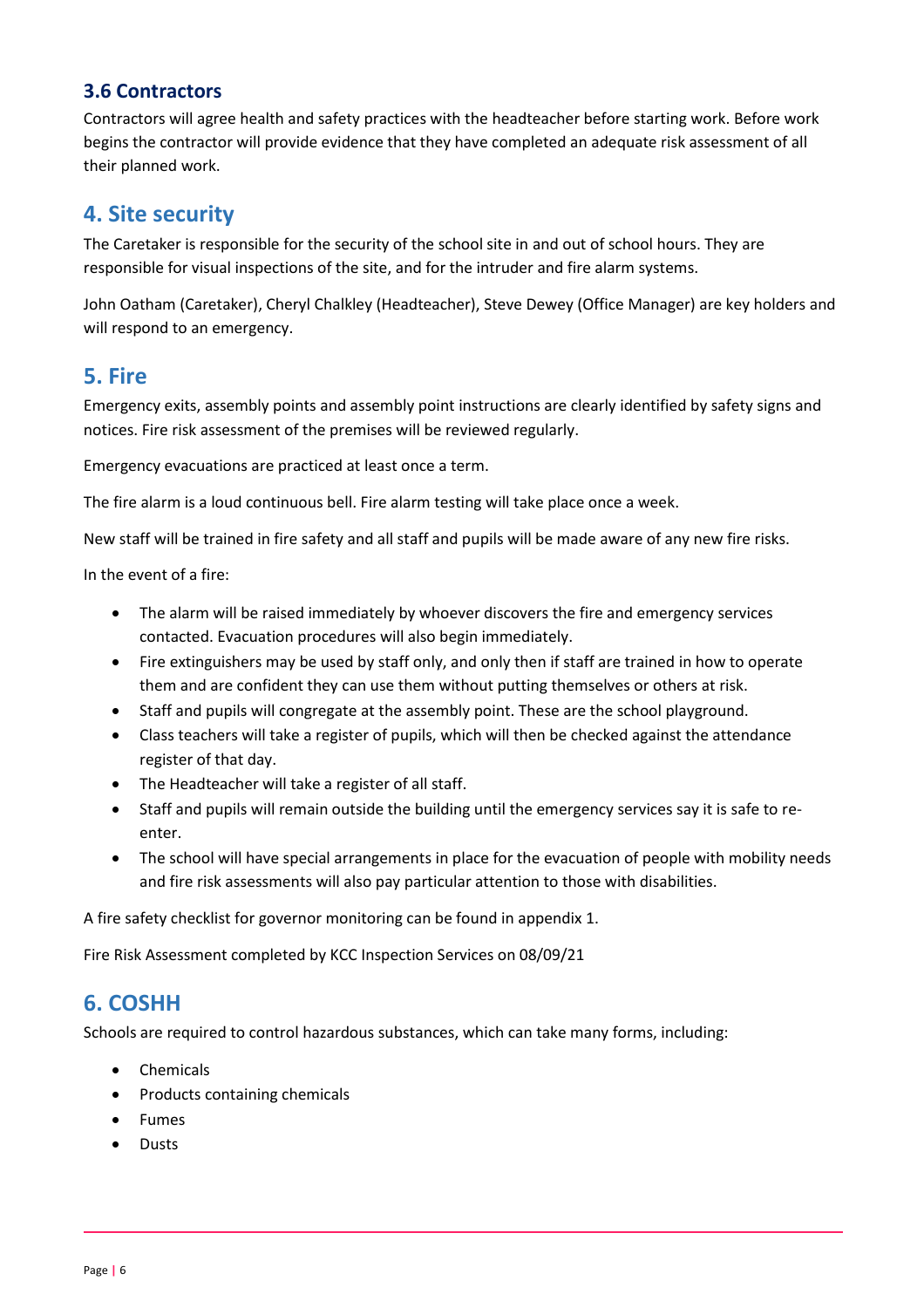### 3.6 Contractors

Contractors will agree health and safety practices with the headteacher before starting work. Before work begins the contractor will provide evidence that they have completed an adequate risk assessment of all their planned work.

## 4. Site security

The Caretaker is responsible for the security of the school site in and out of school hours. They are responsible for visual inspections of the site, and for the intruder and fire alarm systems.

John Oatham (Caretaker), Cheryl Chalkley (Headteacher), Steve Dewey (Office Manager) are key holders and will respond to an emergency.

## 5. Fire

Emergency exits, assembly points and assembly point instructions are clearly identified by safety signs and notices. Fire risk assessment of the premises will be reviewed regularly.

Emergency evacuations are practiced at least once a term.

The fire alarm is a loud continuous bell. Fire alarm testing will take place once a week.

New staff will be trained in fire safety and all staff and pupils will be made aware of any new fire risks.

In the event of a fire:

- The alarm will be raised immediately by whoever discovers the fire and emergency services contacted. Evacuation procedures will also begin immediately.
- Fire extinguishers may be used by staff only, and only then if staff are trained in how to operate them and are confident they can use them without putting themselves or others at risk.
- Staff and pupils will congregate at the assembly point. These are the school playground.
- Class teachers will take a register of pupils, which will then be checked against the attendance register of that day.
- The Headteacher will take a register of all staff.
- Staff and pupils will remain outside the building until the emergency services say it is safe to re-enter.
- The school will have special arrangements in place for the evacuation of people with mobility needs and fire risk assessments will also pay particular attention to those with disabilities.

A fire safety checklist for governor monitoring can be found in appendix 1.

Fire Risk Assessment completed by KCC Inspection Services on 08/09/21

## 6. COSHH

Schools are required to control hazardous substances, which can take many forms, including:

- Chemicals
- Products containing chemicals
- Fumes
- Dusts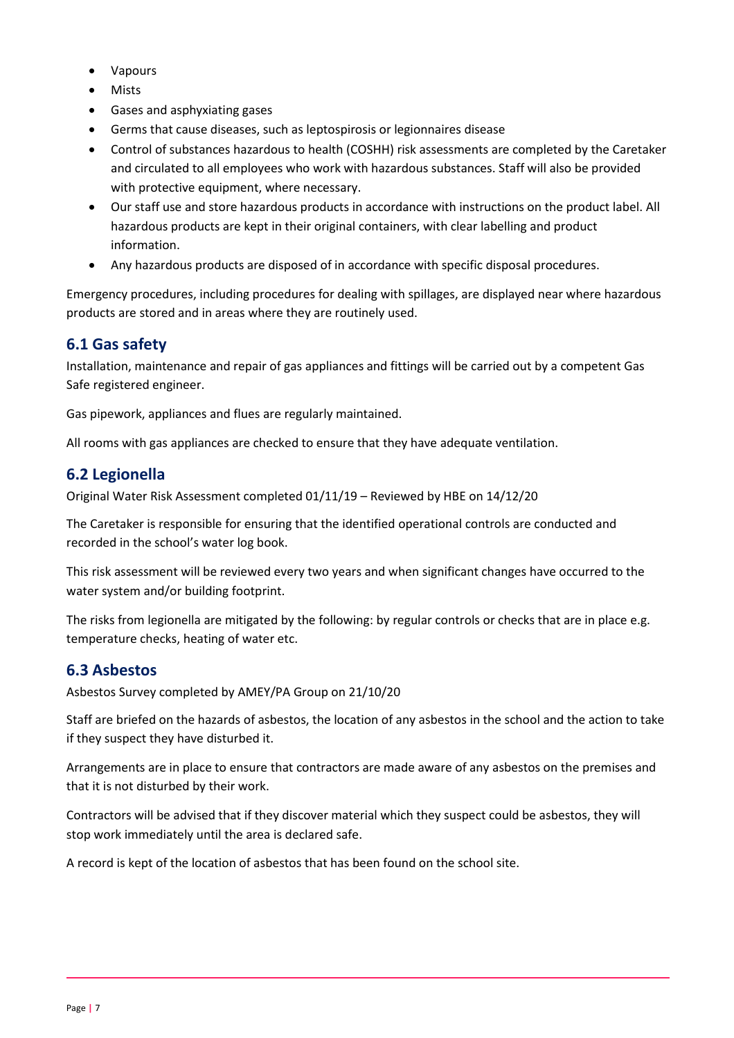- Vapours
- Mists
- Gases and asphyxiating gases
- Germs that cause diseases, such as leptospirosis or legionnaires disease
- Control of substances hazardous to health (COSHH) risk assessments are completed by the Caretaker and circulated to all employees who work with hazardous substances. Staff will also be provided with protective equipment, where necessary.
- Our staff use and store hazardous products in accordance with instructions on the product label. All hazardous products are kept in their original containers, with clear labelling and product information.
- Any hazardous products are disposed of in accordance with specific disposal procedures.

Emergency procedures, including procedures for dealing with spillages, are displayed near where hazardous products are stored and in areas where they are routinely used.

## 6.1 Gas safety

Installation, maintenance and repair of gas appliances and fittings will be carried out by a competent Gas Safe registered engineer.

Gas pipework, appliances and flues are regularly maintained.

All rooms with gas appliances are checked to ensure that they have adequate ventilation.

## 6.2 Legionella

Original Water Risk Assessment completed 01/11/19 – Reviewed by HBE on 14/12/20

The Caretaker is responsible for ensuring that the identified operational controls are conducted and recorded in the school's water log book.

This risk assessment will be reviewed every two years and when significant changes have occurred to the water system and/or building footprint.

The risks from legionella are mitigated by the following: by regular controls or checks that are in place e.g. temperature checks, heating of water etc.

## 6.3 Asbestos

Asbestos Survey completed by AMEY/PA Group on 21/10/20

Staff are briefed on the hazards of asbestos, the location of any asbestos in the school and the action to take if they suspect they have disturbed it.

Arrangements are in place to ensure that contractors are made aware of any asbestos on the premises and that it is not disturbed by their work.

Contractors will be advised that if they discover material which they suspect could be asbestos, they will stop work immediately until the area is declared safe.

A record is kept of the location of asbestos that has been found on the school site.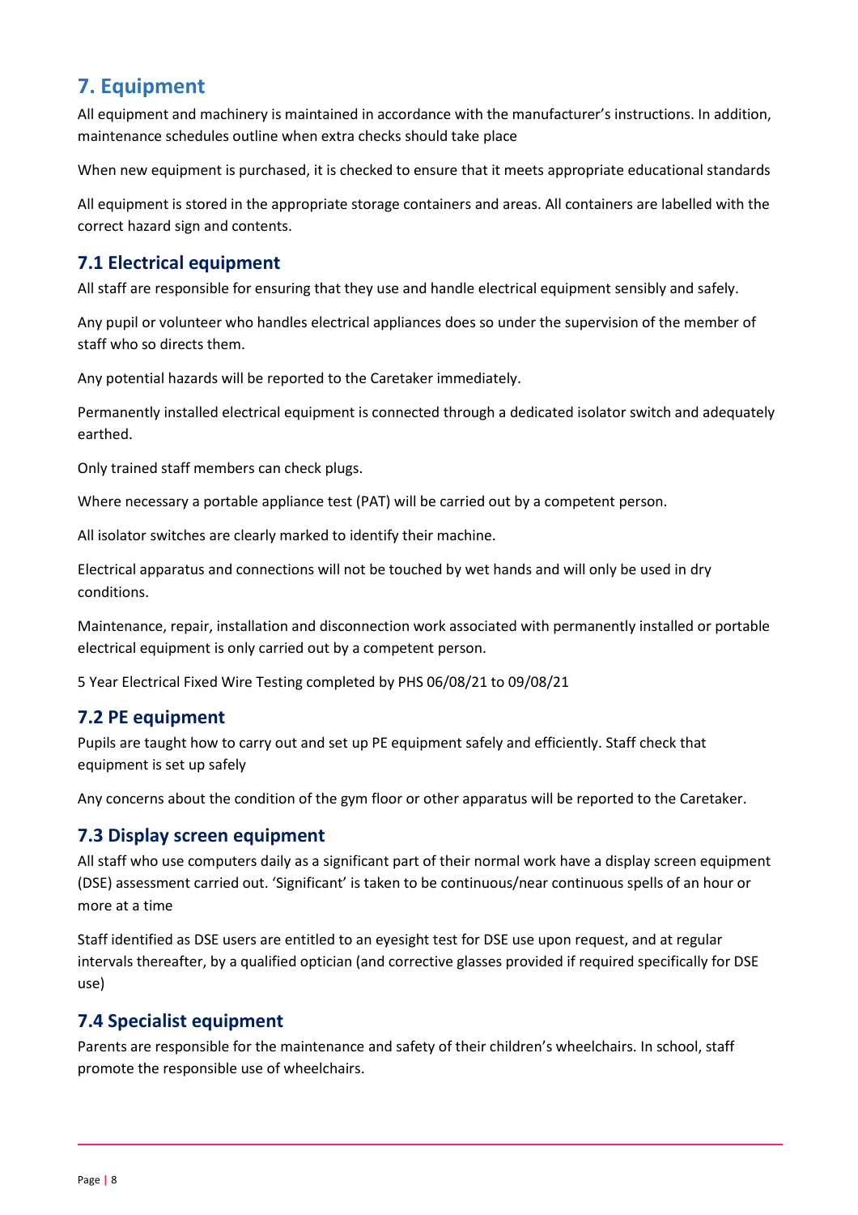## 7. Equipment

All equipment and machinery is maintained in accordance with the manufacturer's instructions. In addition, maintenance schedules outline when extra checks should take place

When new equipment is purchased, it is checked to ensure that it meets appropriate educational standards

All equipment is stored in the appropriate storage containers and areas. All containers are labelled with the correct hazard sign and contents.

### 7.1 Electrical equipment

All staff are responsible for ensuring that they use and handle electrical equipment sensibly and safely.

Any pupil or volunteer who handles electrical appliances does so under the supervision of the member of staff who so directs them.

Any potential hazards will be reported to the Caretaker immediately.

Permanently installed electrical equipment is connected through a dedicated isolator switch and adequately earthed.

Only trained staff members can check plugs.

Where necessary a portable appliance test (PAT) will be carried out by a competent person.

All isolator switches are clearly marked to identify their machine.

Electrical apparatus and connections will not be touched by wet hands and will only be used in dry conditions.

Maintenance, repair, installation and disconnection work associated with permanently installed or portable electrical equipment is only carried out by a competent person.

5 Year Electrical Fixed Wire Testing completed by PHS 06/08/21 to 09/08/21

### 7.2 PE equipment

Pupils are taught how to carry out and set up PE equipment safely and efficiently. Staff check that equipment is set up safely

Any concerns about the condition of the gym floor or other apparatus will be reported to the Caretaker.

### 7.3 Display screen equipment

All staff who use computers daily as a significant part of their normal work have a display screen equipment (DSE) assessment carried out. 'Significant' is taken to be continuous/near continuous spells of an hour or more at a time

Staff identified as DSE users are entitled to an eyesight test for DSE use upon request, and at regular intervals thereafter, by a qualified optician (and corrective glasses provided if required specifically for DSE use)

### 7.4 Specialist equipment

Parents are responsible for the maintenance and safety of their children's wheelchairs. In school, staff promote the responsible use of wheelchairs.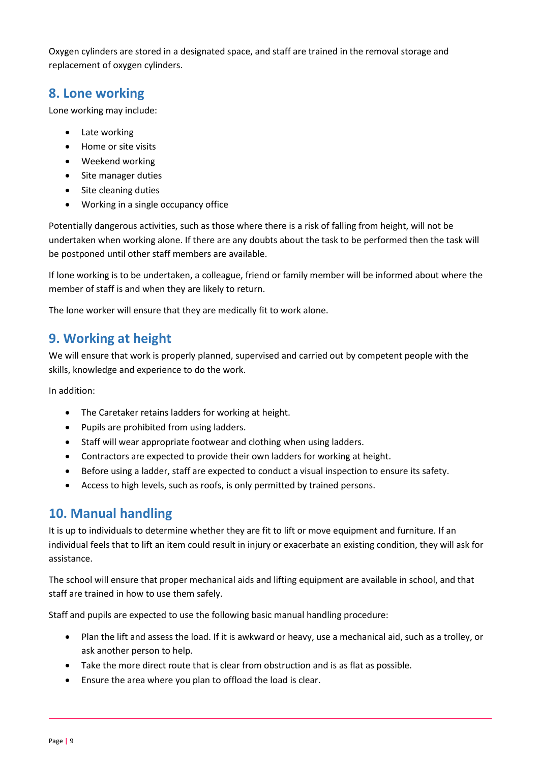Oxygen cylinders are stored in a designated space, and staff are trained in the removal storage and replacement of oxygen cylinders.

## 8. Lone working

Lone working may include:

- Late working
- Home or site visits
- Weekend working
- Site manager duties
- Site cleaning duties
- Working in a single occupancy office

Potentially dangerous activities, such as those where there is a risk of falling from height, will not be undertaken when working alone. If there are any doubts about the task to be performed then the task will be postponed until other staff members are available.

If lone working is to be undertaken, a colleague, friend or family member will be informed about where the member of staff is and when they are likely to return.

The lone worker will ensure that they are medically fit to work alone.

## 9. Working at height

We will ensure that work is properly planned, supervised and carried out by competent people with the skills, knowledge and experience to do the work.

In addition:

- The Caretaker retains ladders for working at height.
- Pupils are prohibited from using ladders.
- Staff will wear appropriate footwear and clothing when using ladders.
- Contractors are expected to provide their own ladders for working at height.
- Before using a ladder, staff are expected to conduct a visual inspection to ensure its safety.
- Access to high levels, such as roofs, is only permitted by trained persons.

## 10. Manual handling

It is up to individuals to determine whether they are fit to lift or move equipment and furniture. If an individual feels that to lift an item could result in injury or exacerbate an existing condition, they will ask for assistance.

The school will ensure that proper mechanical aids and lifting equipment are available in school, and that staff are trained in how to use them safely.

Staff and pupils are expected to use the following basic manual handling procedure:

- Plan the lift and assess the load. If it is awkward or heavy, use a mechanical aid, such as a trolley, or ask another person to help.
- Take the more direct route that is clear from obstruction and is as flat as possible.
- Ensure the area where you plan to offload the load is clear.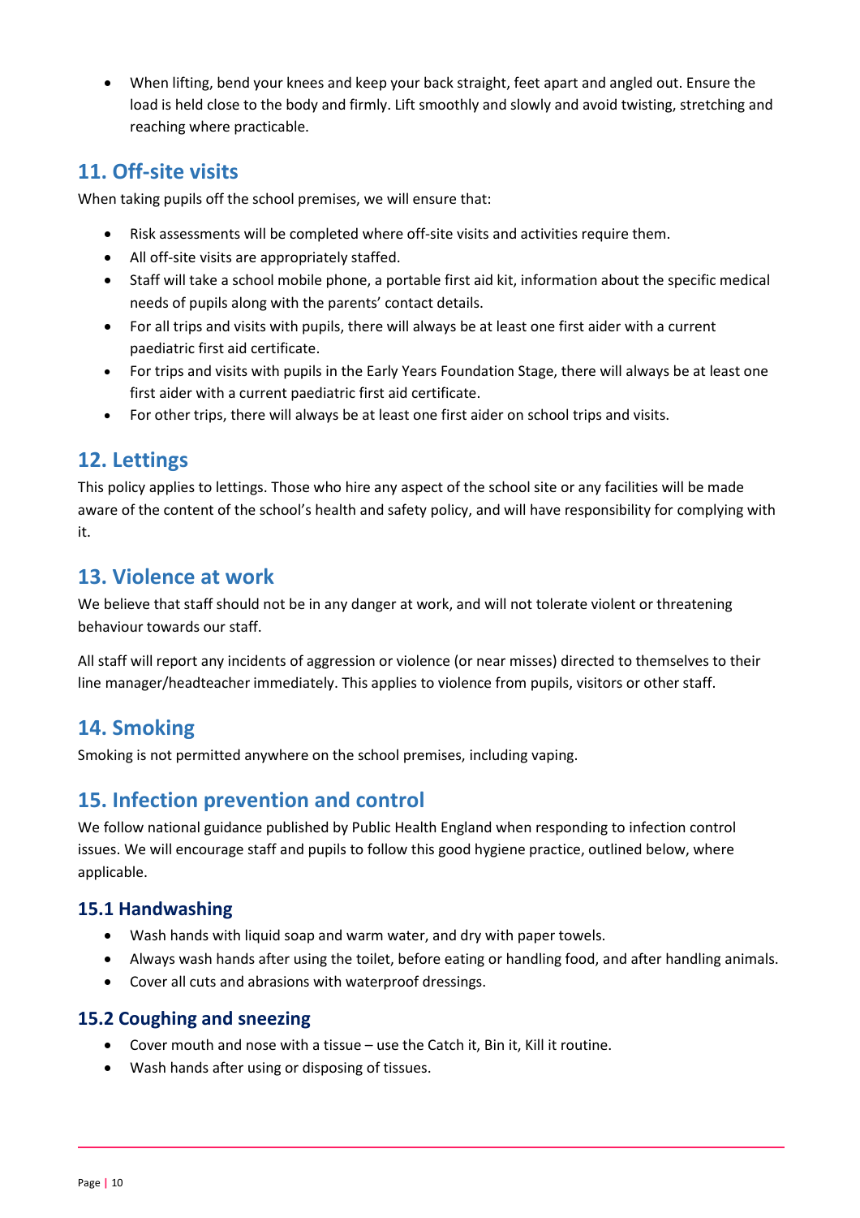- When lifting, bend your knees and keep your back straight, feet apart and angled out. Ensure the load is held close to the body and firmly. Lift smoothly and slowly and avoid twisting, stretching and reaching where practicable.

## 11. Off-site visits

When taking pupils off the school premises, we will ensure that:

- Risk assessments will be completed where off-site visits and activities require them.
- All off-site visits are appropriately staffed.
- Staff will take a school mobile phone, a portable first aid kit, information about the specific medical needs of pupils along with the parents' contact details.
- For all trips and visits with pupils, there will always be at least one first aider with a current paediatric first aid certificate.
- For trips and visits with pupils in the Early Years Foundation Stage, there will always be at least one first aider with a current paediatric first aid certificate.
- For other trips, there will always be at least one first aider on school trips and visits.

## 12. Lettings

This policy applies to lettings. Those who hire any aspect of the school site or any facilities will be made aware of the content of the school's health and safety policy, and will have responsibility for complying with it.

## 13. Violence at work

We believe that staff should not be in any danger at work, and will not tolerate violent or threatening behaviour towards our staff.

All staff will report any incidents of aggression or violence (or near misses) directed to themselves to their line manager/headteacher immediately. This applies to violence from pupils, visitors or other staff.

## 14. Smoking

Smoking is not permitted anywhere on the school premises, including vaping.

## 15. Infection prevention and control

We follow national guidance published by Public Health England when responding to infection control issues. We will encourage staff and pupils to follow this good hygiene practice, outlined below, where applicable.

### 15.1 Handwashing

- Wash hands with liquid soap and warm water, and dry with paper towels.
- Always wash hands after using the toilet, before eating or handling food, and after handling animals.
- Cover all cuts and abrasions with waterproof dressings.

### 15.2 Coughing and sneezing

- Cover mouth and nose with a tissue – use the Catch it, Bin it, Kill it routine.
- Wash hands after using or disposing of tissues.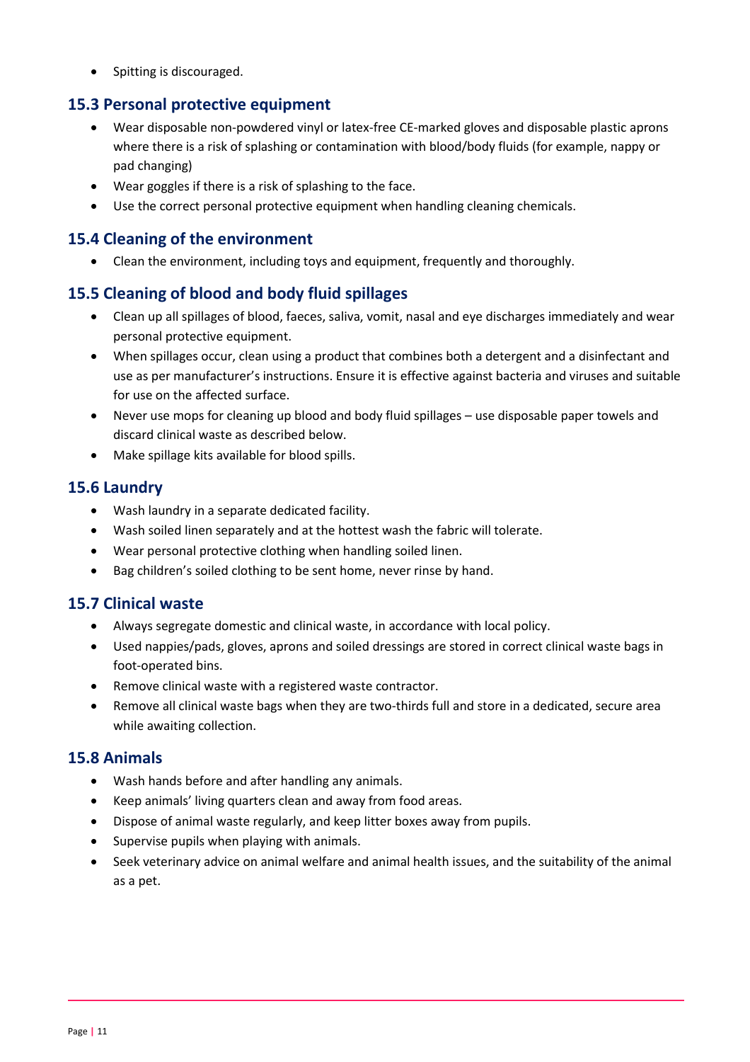- Spitting is discouraged.

## 15.3 Personal protective equipment

- Wear disposable non-powdered vinyl or latex-free CE-marked gloves and disposable plastic aprons where there is a risk of splashing or contamination with blood/body fluids (for example, nappy or pad changing)
- Wear goggles if there is a risk of splashing to the face.
- Use the correct personal protective equipment when handling cleaning chemicals.

## 15.4 Cleaning of the environment

- Clean the environment, including toys and equipment, frequently and thoroughly.

## 15.5 Cleaning of blood and body fluid spillages

- Clean up all spillages of blood, faeces, saliva, vomit, nasal and eye discharges immediately and wear personal protective equipment.
- When spillages occur, clean using a product that combines both a detergent and a disinfectant and use as per manufacturer's instructions. Ensure it is effective against bacteria and viruses and suitable for use on the affected surface.
- Never use mops for cleaning up blood and body fluid spillages – use disposable paper towels and discard clinical waste as described below.
- Make spillage kits available for blood spills.

## 15.6 Laundry

- Wash laundry in a separate dedicated facility.
- Wash soiled linen separately and at the hottest wash the fabric will tolerate.
- Wear personal protective clothing when handling soiled linen.
- Bag children's soiled clothing to be sent home, never rinse by hand.

## 15.7 Clinical waste

- Always segregate domestic and clinical waste, in accordance with local policy.
- Used nappies/pads, gloves, aprons and soiled dressings are stored in correct clinical waste bags in foot-operated bins.
- Remove clinical waste with a registered waste contractor.
- Remove all clinical waste bags when they are two-thirds full and store in a dedicated, secure area while awaiting collection.

## 15.8 Animals

- Wash hands before and after handling any animals.
- Keep animals' living quarters clean and away from food areas.
- Dispose of animal waste regularly, and keep litter boxes away from pupils.
- Supervise pupils when playing with animals.
- Seek veterinary advice on animal welfare and animal health issues, and the suitability of the animal as a pet.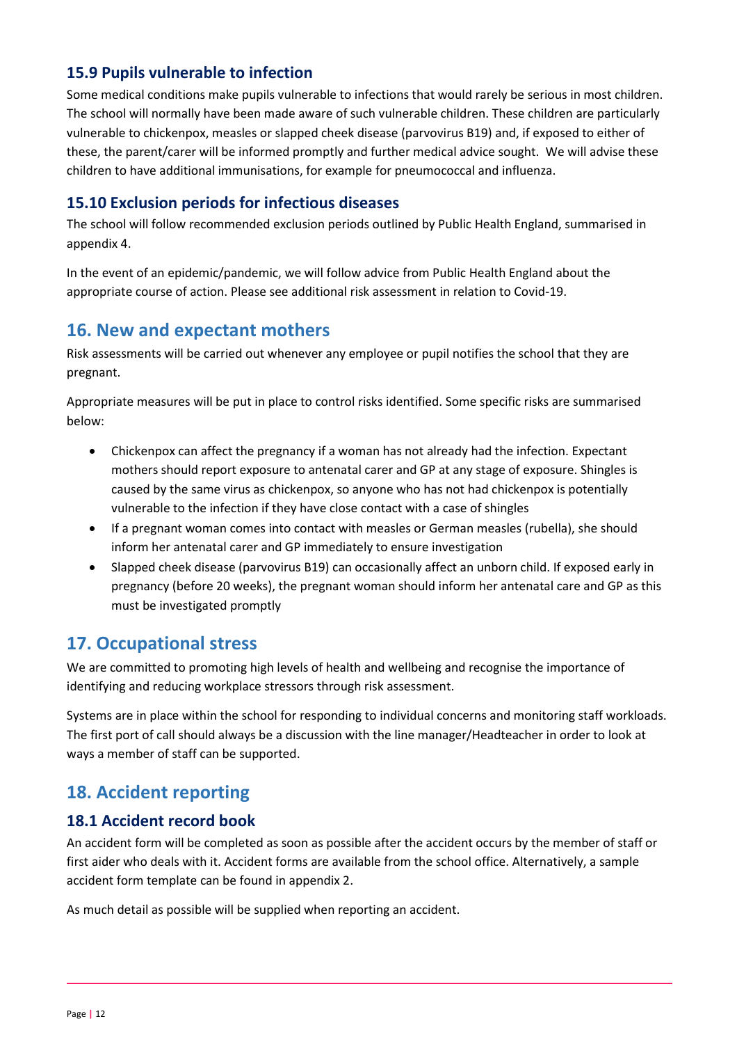### 15.9 Pupils vulnerable to infection

Some medical conditions make pupils vulnerable to infections that would rarely be serious in most children. The school will normally have been made aware of such vulnerable children. These children are particularly vulnerable to chickenpox, measles or slapped cheek disease (parvovirus B19) and, if exposed to either of these, the parent/carer will be informed promptly and further medical advice sought. We will advise these children to have additional immunisations, for example for pneumococcal and influenza.

### 15.10 Exclusion periods for infectious diseases

The school will follow recommended exclusion periods outlined by Public Health England, summarised in appendix 4.

In the event of an epidemic/pandemic, we will follow advice from Public Health England about the appropriate course of action. Please see additional risk assessment in relation to Covid-19.

## 16. New and expectant mothers

Risk assessments will be carried out whenever any employee or pupil notifies the school that they are pregnant.

Appropriate measures will be put in place to control risks identified. Some specific risks are summarised below:

- Chickenpox can affect the pregnancy if a woman has not already had the infection. Expectant mothers should report exposure to antenatal carer and GP at any stage of exposure. Shingles is caused by the same virus as chickenpox, so anyone who has not had chickenpox is potentially vulnerable to the infection if they have close contact with a case of shingles
- If a pregnant woman comes into contact with measles or German measles (rubella), she should inform her antenatal carer and GP immediately to ensure investigation
- Slapped cheek disease (parvovirus B19) can occasionally affect an unborn child. If exposed early in pregnancy (before 20 weeks), the pregnant woman should inform her antenatal care and GP as this must be investigated promptly

## 17. Occupational stress

We are committed to promoting high levels of health and wellbeing and recognise the importance of identifying and reducing workplace stressors through risk assessment.

Systems are in place within the school for responding to individual concerns and monitoring staff workloads. The first port of call should always be a discussion with the line manager/Headteacher in order to look at ways a member of staff can be supported.

## 18. Accident reporting

### 18.1 Accident record book

An accident form will be completed as soon as possible after the accident occurs by the member of staff or first aider who deals with it. Accident forms are available from the school office. Alternatively, a sample accident form template can be found in appendix 2.

As much detail as possible will be supplied when reporting an accident.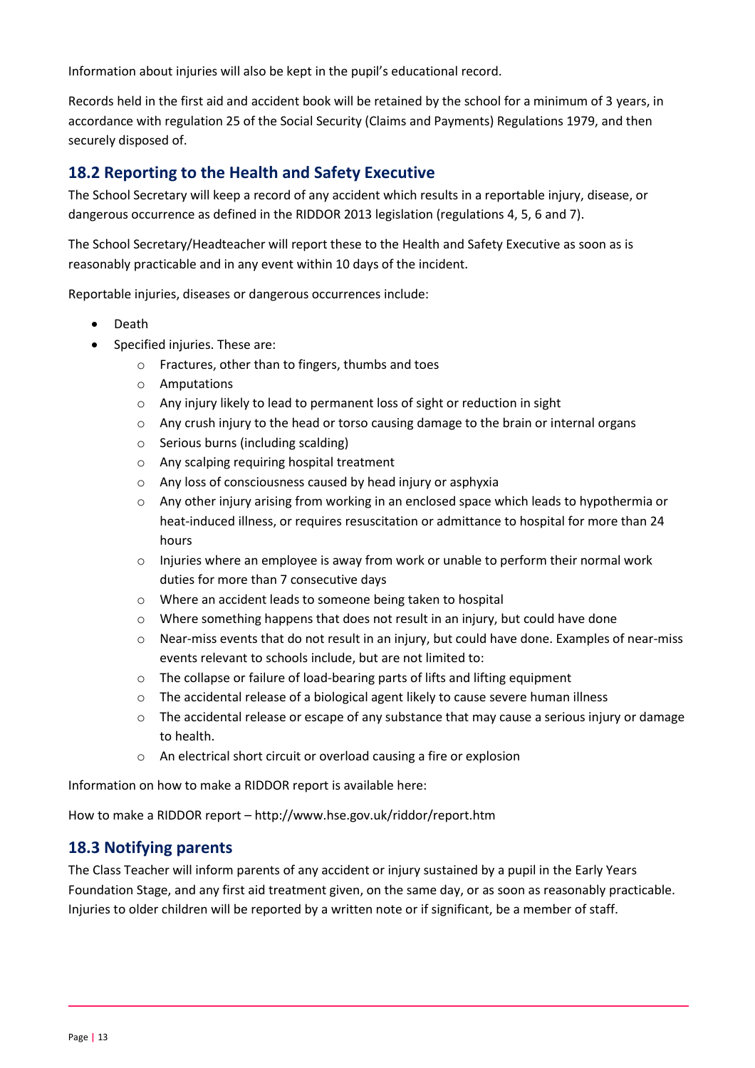Information about injuries will also be kept in the pupil's educational record.

Records held in the first aid and accident book will be retained by the school for a minimum of 3 years, in accordance with regulation 25 of the Social Security (Claims and Payments) Regulations 1979, and then securely disposed of.

## 18.2 Reporting to the Health and Safety Executive

The School Secretary will keep a record of any accident which results in a reportable injury, disease, or dangerous occurrence as defined in the RIDDOR 2013 legislation (regulations 4, 5, 6 and 7).

The School Secretary/Headteacher will report these to the Health and Safety Executive as soon as is reasonably practicable and in any event within 10 days of the incident.

Reportable injuries, diseases or dangerous occurrences include:

- Death
- Specified injuries. These are:
    - Fractures, other than to fingers, thumbs and toes
    - Amputations
    - Any injury likely to lead to permanent loss of sight or reduction in sight
    - Any crush injury to the head or torso causing damage to the brain or internal organs
    - Serious burns (including scalding)
    - Any scalping requiring hospital treatment
    - Any loss of consciousness caused by head injury or asphyxia
    - Any other injury arising from working in an enclosed space which leads to hypothermia or heat-induced illness, or requires resuscitation or admittance to hospital for more than 24 hours
    - Injuries where an employee is away from work or unable to perform their normal work duties for more than 7 consecutive days
    - Where an accident leads to someone being taken to hospital
    - Where something happens that does not result in an injury, but could have done
    - Near-miss events that do not result in an injury, but could have done. Examples of near-miss events relevant to schools include, but are not limited to:
    - The collapse or failure of load-bearing parts of lifts and lifting equipment
    - The accidental release of a biological agent likely to cause severe human illness
    - The accidental release or escape of any substance that may cause a serious injury or damage to health.
    - An electrical short circuit or overload causing a fire or explosion

Information on how to make a RIDDOR report is available here:

How to make a RIDDOR report – http://www.hse.gov.uk/riddor/report.htm

## 18.3 Notifying parents

The Class Teacher will inform parents of any accident or injury sustained by a pupil in the Early Years Foundation Stage, and any first aid treatment given, on the same day, or as soon as reasonably practicable. Injuries to older children will be reported by a written note or if significant, be a member of staff.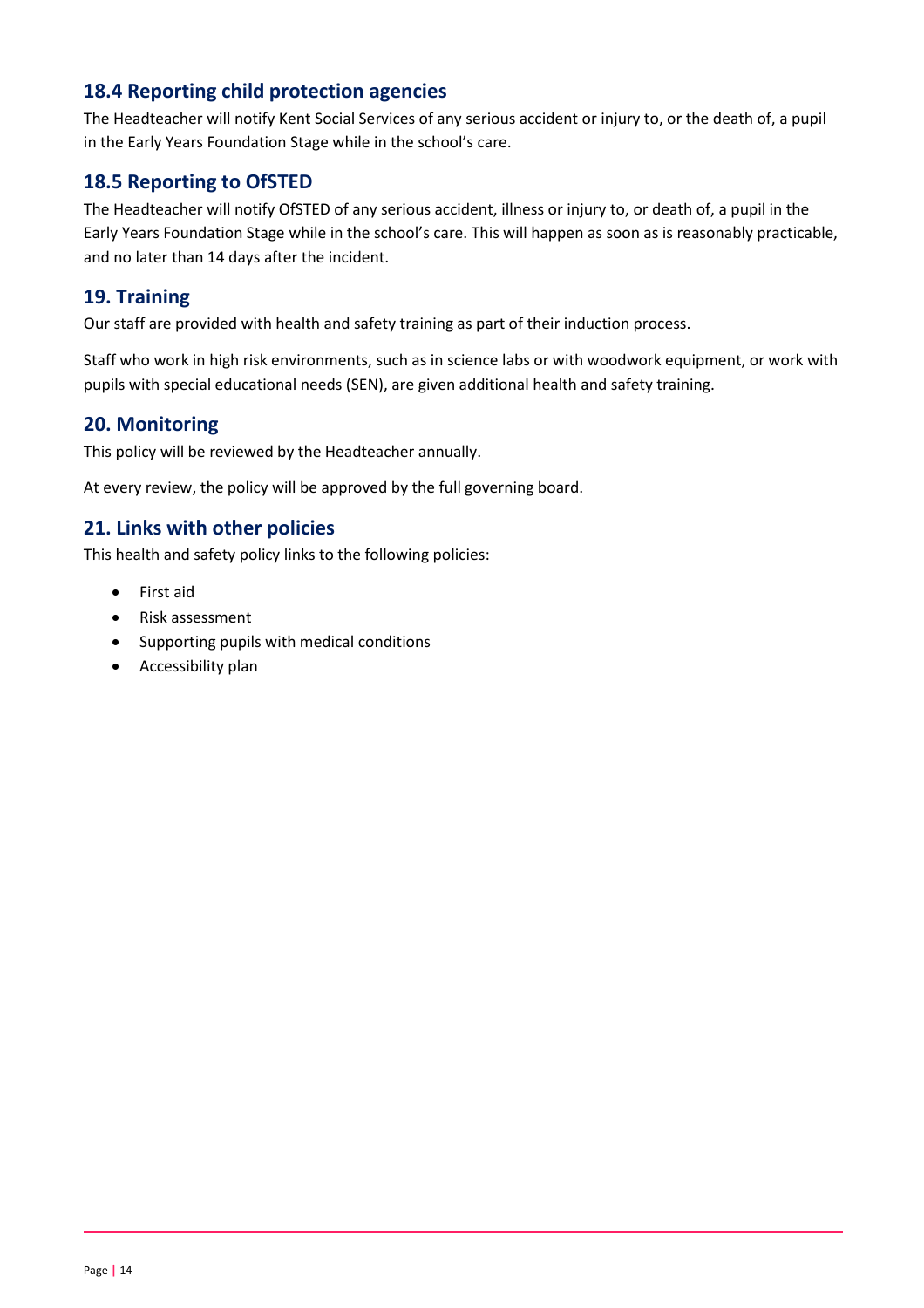### 18.4 Reporting child protection agencies

The Headteacher will notify Kent Social Services of any serious accident or injury to, or the death of, a pupil in the Early Years Foundation Stage while in the school's care.

### 18.5 Reporting to OfSTED

The Headteacher will notify OfSTED of any serious accident, illness or injury to, or death of, a pupil in the Early Years Foundation Stage while in the school's care. This will happen as soon as is reasonably practicable, and no later than 14 days after the incident.

## 19. Training

Our staff are provided with health and safety training as part of their induction process.

Staff who work in high risk environments, such as in science labs or with woodwork equipment, or work with pupils with special educational needs (SEN), are given additional health and safety training.

## 20. Monitoring

This policy will be reviewed by the Headteacher annually.

At every review, the policy will be approved by the full governing board.

## 21. Links with other policies

This health and safety policy links to the following policies:

- First aid
- Risk assessment
- Supporting pupils with medical conditions
- Accessibility plan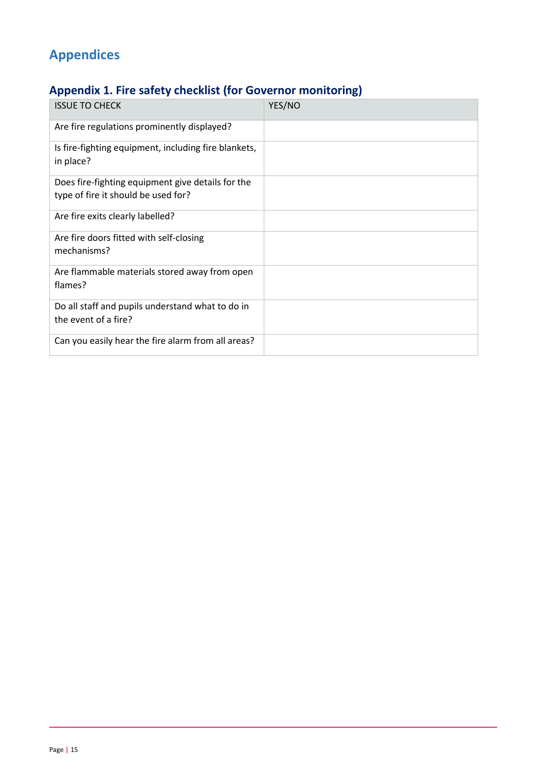# Appendices

## Appendix 1. Fire safety checklist (for Governor monitoring)

| ISSUE TO CHECK | YES/NO |
|---|---|
| Are fire regulations prominently displayed? | |
| Is fire-fighting equipment, including fire blankets, in place? | |
| Does fire-fighting equipment give details for the type of fire it should be used for? | |
| Are fire exits clearly labelled? | |
| Are fire doors fitted with self-closing mechanisms? | |
| Are flammable materials stored away from open flames? | |
| Do all staff and pupils understand what to do in the event of a fire? | |
| Can you easily hear the fire alarm from all areas? | |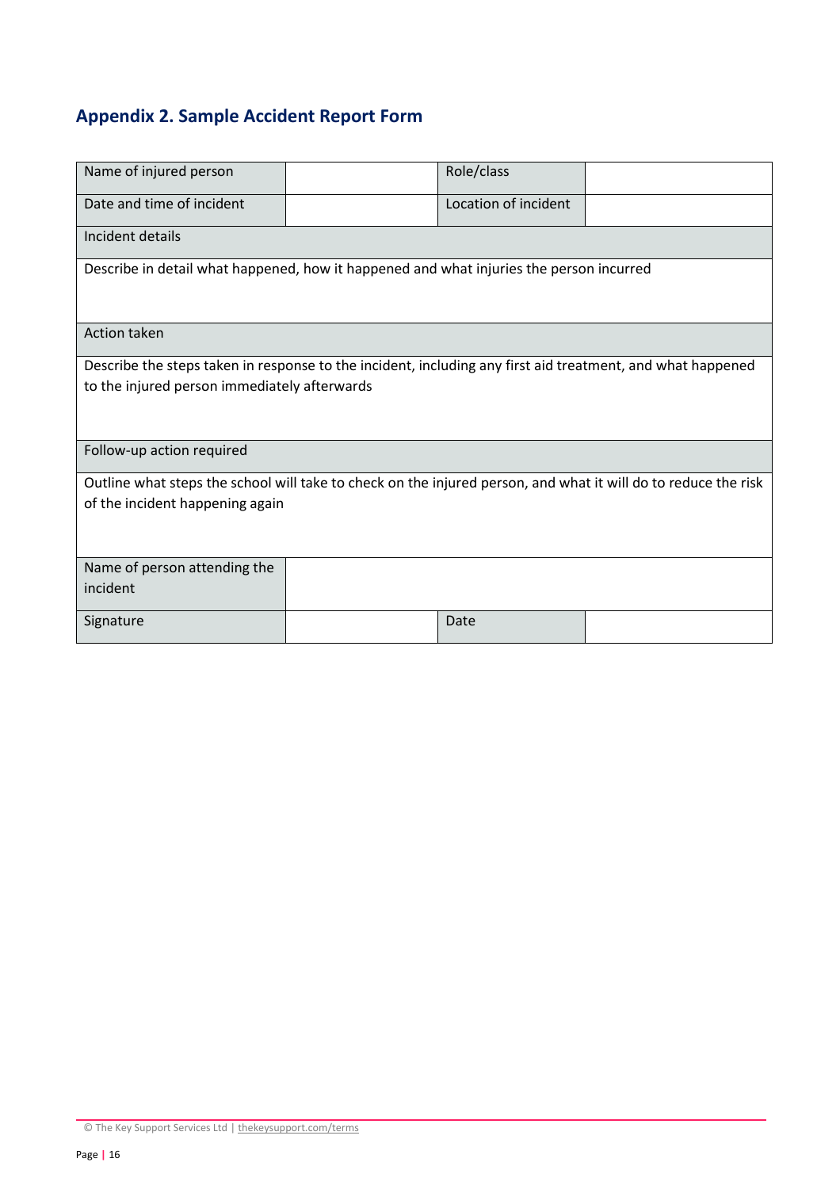## Appendix 2. Sample Accident Report Form

| Name of injured person | | Role/class | |
|---|---|---|---|
| Date and time of incident | | Location of incident | |
| Incident details | | | |
| Describe in detail what happened, how it happened and what injuries the person incurred | | | |
| Action taken | | | |
| Describe the steps taken in response to the incident, including any first aid treatment, and what happened to the injured person immediately afterwards | | | |
| Follow-up action required | | | |
| Outline what steps the school will take to check on the injured person, and what it will do to reduce the risk of the incident happening again | | | |
| Name of person attending the incident | | | |
| Signature | | Date | |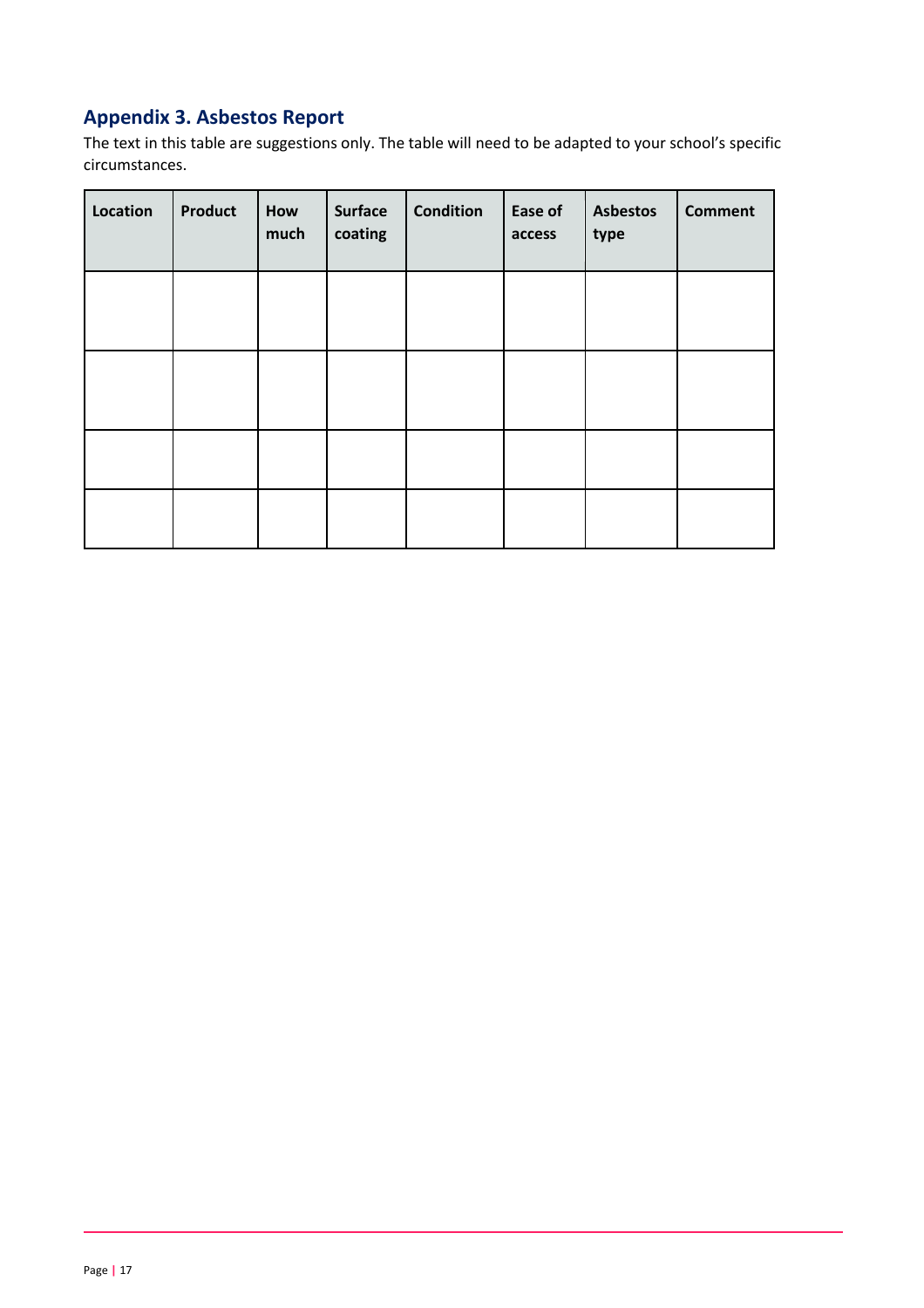## Appendix 3. Asbestos Report

The text in this table are suggestions only. The table will need to be adapted to your school's specific circumstances.

| Location | Product | How much | Surface coating | Condition | Ease of access | Asbestos type | Comment |
|---|---|---|---|---|---|---|---|
| | | | | | | | |
| | | | | | | | |
| | | | | | | | |
| | | | | | | | |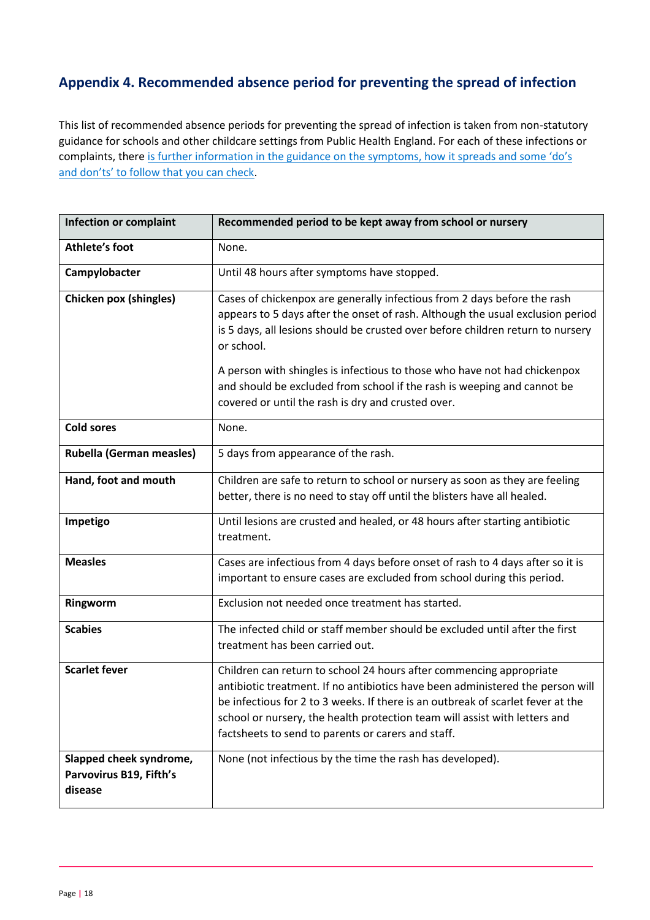## Appendix 4. Recommended absence period for preventing the spread of infection

This list of recommended absence periods for preventing the spread of infection is taken from non-statutory guidance for schools and other childcare settings from Public Health England. For each of these infections or complaints, there is further information in the guidance on the symptoms, how it spreads and some 'do's and don'ts' to follow that you can check.

| Infection or complaint | Recommended period to be kept away from school or nursery |
|---|---|
| **Athlete's foot** | None. |
| **Campylobacter** | Until 48 hours after symptoms have stopped. |
| **Chicken pox (shingles)** | Cases of chickenpox are generally infectious from 2 days before the rash appears to 5 days after the onset of rash. Although the usual exclusion period is 5 days, all lesions should be crusted over before children return to nursery or school.<br><br>A person with shingles is infectious to those who have not had chickenpox and should be excluded from school if the rash is weeping and cannot be covered or until the rash is dry and crusted over. |
| **Cold sores** | None. |
| **Rubella (German measles)** | 5 days from appearance of the rash. |
| **Hand, foot and mouth** | Children are safe to return to school or nursery as soon as they are feeling better, there is no need to stay off until the blisters have all healed. |
| **Impetigo** | Until lesions are crusted and healed, or 48 hours after starting antibiotic treatment. |
| **Measles** | Cases are infectious from 4 days before onset of rash to 4 days after so it is important to ensure cases are excluded from school during this period. |
| **Ringworm** | Exclusion not needed once treatment has started. |
| **Scabies** | The infected child or staff member should be excluded until after the first treatment has been carried out. |
| **Scarlet fever** | Children can return to school 24 hours after commencing appropriate antibiotic treatment. If no antibiotics have been administered the person will be infectious for 2 to 3 weeks. If there is an outbreak of scarlet fever at the school or nursery, the health protection team will assist with letters and factsheets to send to parents or carers and staff. |
| **Slapped cheek syndrome, Parvovirus B19, Fifth's disease** | None (not infectious by the time the rash has developed). |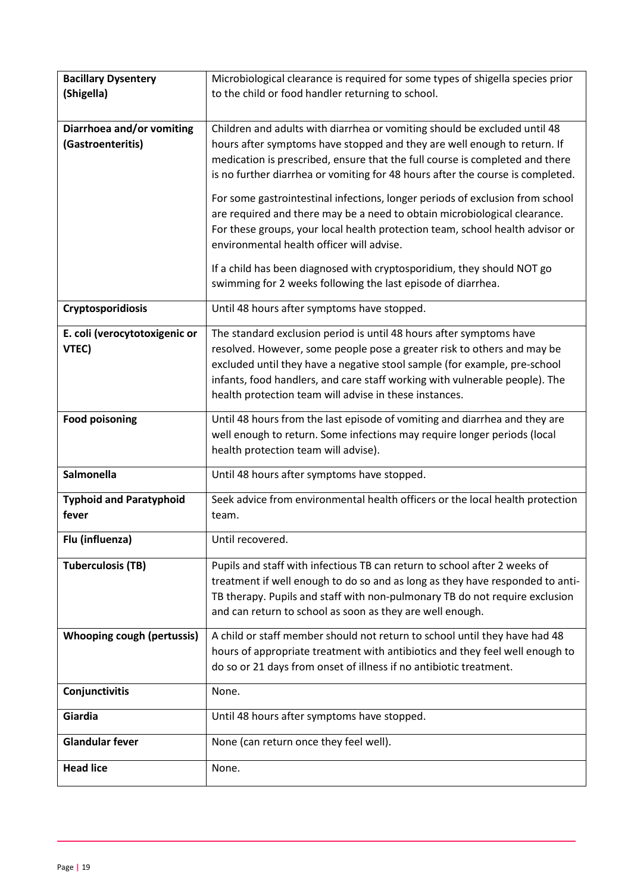| **Bacillary Dysentery (Shigella)** | Microbiological clearance is required for some types of shigella species prior to the child or food handler returning to school. |
|---|---|
| **Diarrhoea and/or vomiting (Gastroenteritis)** | Children and adults with diarrhea or vomiting should be excluded until 48 hours after symptoms have stopped and they are well enough to return. If medication is prescribed, ensure that the full course is completed and there is no further diarrhea or vomiting for 48 hours after the course is completed.<br><br>For some gastrointestinal infections, longer periods of exclusion from school are required and there may be a need to obtain microbiological clearance. For these groups, your local health protection team, school health advisor or environmental health officer will advise.<br><br>If a child has been diagnosed with cryptosporidium, they should NOT go swimming for 2 weeks following the last episode of diarrhea. |
| **Cryptosporidiosis** | Until 48 hours after symptoms have stopped. |
| **E. coli (verocytotoxigenic or VTEC)** | The standard exclusion period is until 48 hours after symptoms have resolved. However, some people pose a greater risk to others and may be excluded until they have a negative stool sample (for example, pre-school infants, food handlers, and care staff working with vulnerable people). The health protection team will advise in these instances. |
| **Food poisoning** | Until 48 hours from the last episode of vomiting and diarrhea and they are well enough to return. Some infections may require longer periods (local health protection team will advise). |
| **Salmonella** | Until 48 hours after symptoms have stopped. |
| **Typhoid and Paratyphoid fever** | Seek advice from environmental health officers or the local health protection team. |
| **Flu (influenza)** | Until recovered. |
| **Tuberculosis (TB)** | Pupils and staff with infectious TB can return to school after 2 weeks of treatment if well enough to do so and as long as they have responded to anti-TB therapy. Pupils and staff with non-pulmonary TB do not require exclusion and can return to school as soon as they are well enough. |
| **Whooping cough (pertussis)** | A child or staff member should not return to school until they have had 48 hours of appropriate treatment with antibiotics and they feel well enough to do so or 21 days from onset of illness if no antibiotic treatment. |
| **Conjunctivitis** | None. |
| **Giardia** | Until 48 hours after symptoms have stopped. |
| **Glandular fever** | None (can return once they feel well). |
| **Head lice** | None. |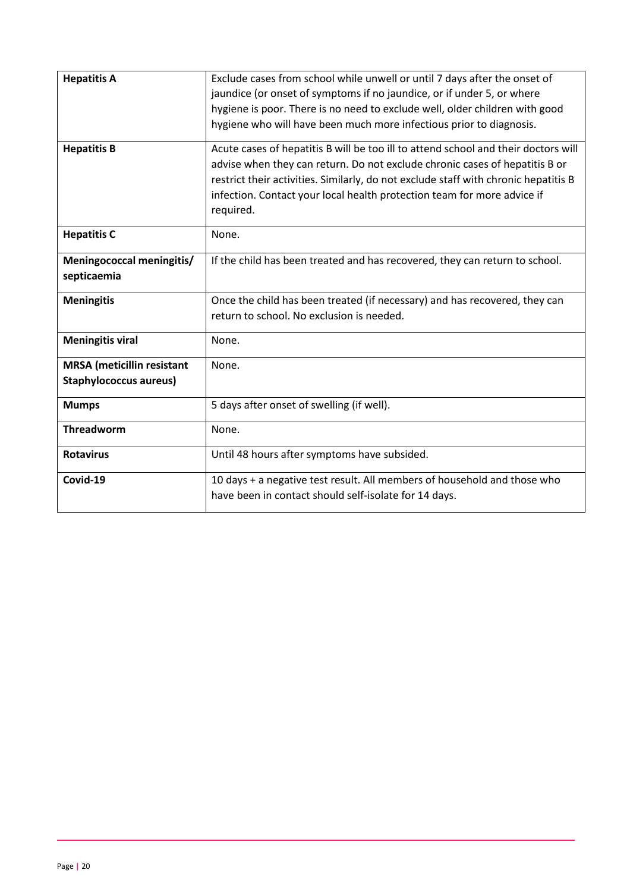| | |
|---|---|
| **Hepatitis A** | Exclude cases from school while unwell or until 7 days after the onset of jaundice (or onset of symptoms if no jaundice, or if under 5, or where hygiene is poor. There is no need to exclude well, older children with good hygiene who will have been much more infectious prior to diagnosis. |
| **Hepatitis B** | Acute cases of hepatitis B will be too ill to attend school and their doctors will advise when they can return. Do not exclude chronic cases of hepatitis B or restrict their activities. Similarly, do not exclude staff with chronic hepatitis B infection. Contact your local health protection team for more advice if required. |
| **Hepatitis C** | None. |
| **Meningococcal meningitis/ septicaemia** | If the child has been treated and has recovered, they can return to school. |
| **Meningitis** | Once the child has been treated (if necessary) and has recovered, they can return to school. No exclusion is needed. |
| **Meningitis viral** | None. |
| **MRSA (meticillin resistant Staphylococcus aureus)** | None. |
| **Mumps** | 5 days after onset of swelling (if well). |
| **Threadworm** | None. |
| **Rotavirus** | Until 48 hours after symptoms have subsided. |
| **Covid-19** | 10 days + a negative test result. All members of household and those who have been in contact should self-isolate for 14 days. |